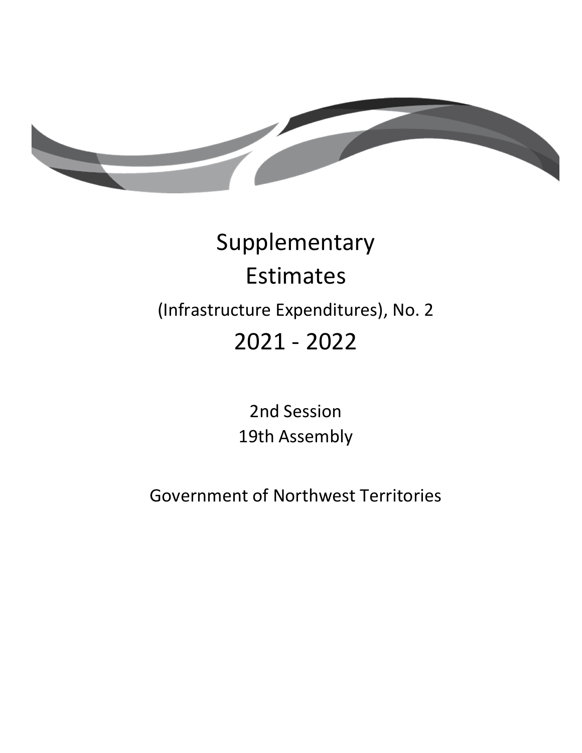# Supplementary Estimates

## (Infrastructure Expenditures), No. 2

# 2021 - 2022

2nd Session
19th Assembly

Government of Northwest Territories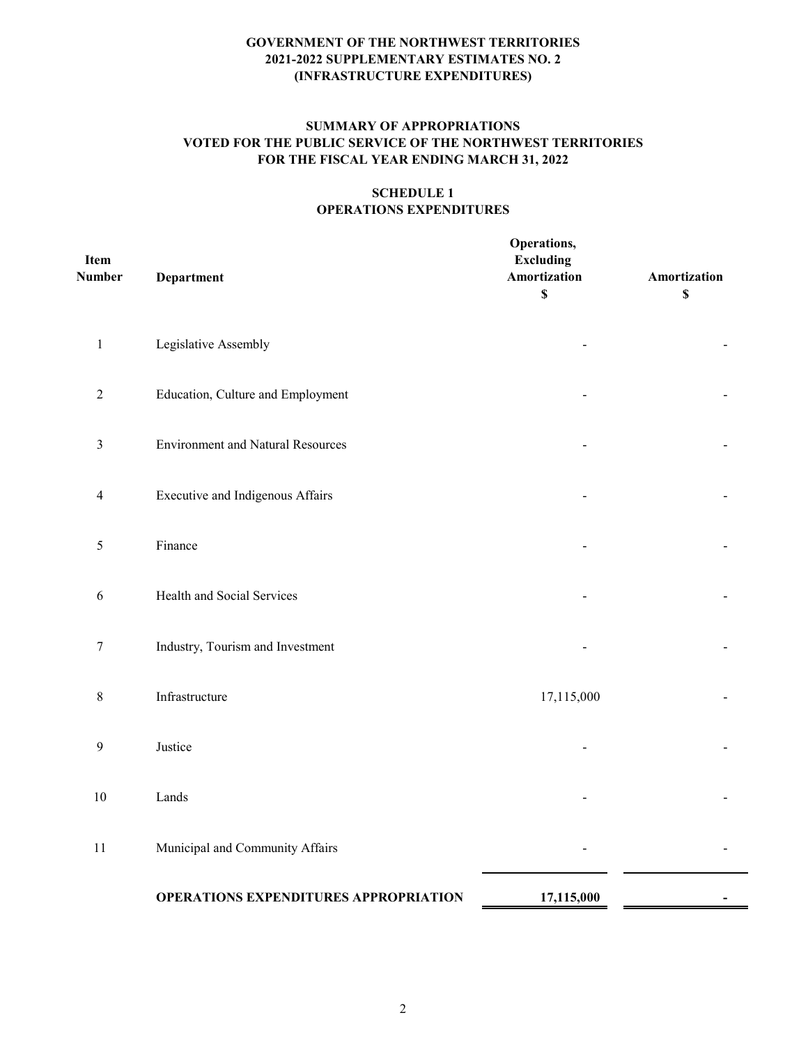**GOVERNMENT OF THE NORTHWEST TERRITORIES**
**2021-2022 SUPPLEMENTARY ESTIMATES NO. 2**
**(INFRASTRUCTURE EXPENDITURES)**

**SUMMARY OF APPROPRIATIONS**
**VOTED FOR THE PUBLIC SERVICE OF THE NORTHWEST TERRITORIES**
**FOR THE FISCAL YEAR ENDING MARCH 31, 2022**

**SCHEDULE 1**
**OPERATIONS EXPENDITURES**

| Item Number | Department | Operations, Excluding Amortization $ | Amortization $ |
|---|---|---|---|
| 1 | Legislative Assembly | - | - |
| 2 | Education, Culture and Employment | - | - |
| 3 | Environment and Natural Resources | - | - |
| 4 | Executive and Indigenous Affairs | - | - |
| 5 | Finance | - | - |
| 6 | Health and Social Services | - | - |
| 7 | Industry, Tourism and Investment | - | - |
| 8 | Infrastructure | 17,115,000 | - |
| 9 | Justice | - | - |
| 10 | Lands | - | - |
| 11 | Municipal and Community Affairs | - | - |
| | **OPERATIONS EXPENDITURES APPROPRIATION** | **17,115,000** | **-** |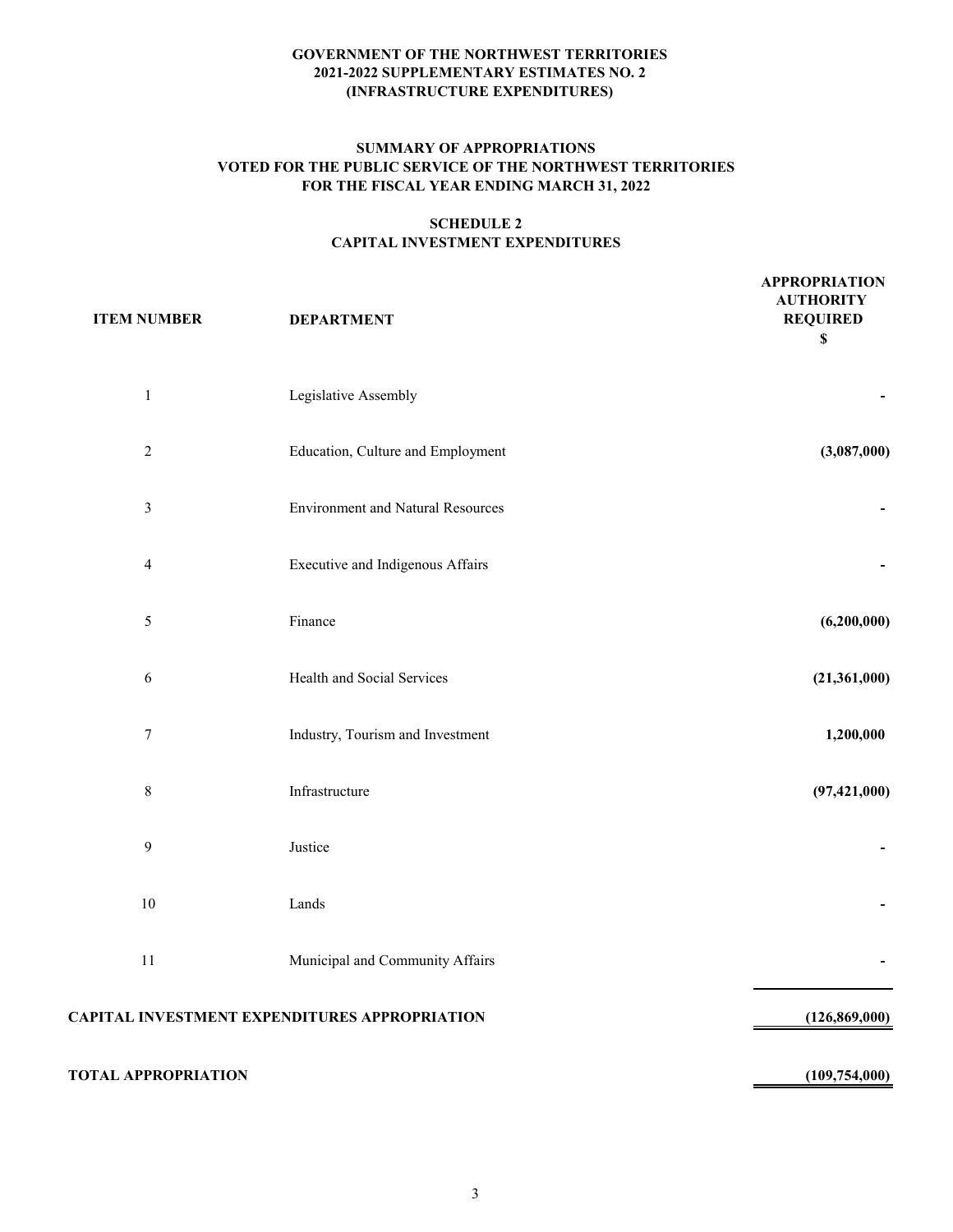**GOVERNMENT OF THE NORTHWEST TERRITORIES**
**2021-2022 SUPPLEMENTARY ESTIMATES NO. 2**
**(INFRASTRUCTURE EXPENDITURES)**

**SUMMARY OF APPROPRIATIONS**
**VOTED FOR THE PUBLIC SERVICE OF THE NORTHWEST TERRITORIES**
**FOR THE FISCAL YEAR ENDING MARCH 31, 2022**

**SCHEDULE 2**
**CAPITAL INVESTMENT EXPENDITURES**

| ITEM NUMBER | DEPARTMENT | APPROPRIATION AUTHORITY REQUIRED $ |
|---|---|---|
| 1 | Legislative Assembly | - |
| 2 | Education, Culture and Employment | (3,087,000) |
| 3 | Environment and Natural Resources | - |
| 4 | Executive and Indigenous Affairs | - |
| 5 | Finance | (6,200,000) |
| 6 | Health and Social Services | (21,361,000) |
| 7 | Industry, Tourism and Investment | 1,200,000 |
| 8 | Infrastructure | (97,421,000) |
| 9 | Justice | - |
| 10 | Lands | - |
| 11 | Municipal and Community Affairs | - |
| **CAPITAL INVESTMENT EXPENDITURES APPROPRIATION** | | **(126,869,000)** |
| **TOTAL APPROPRIATION** | | **(109,754,000)** |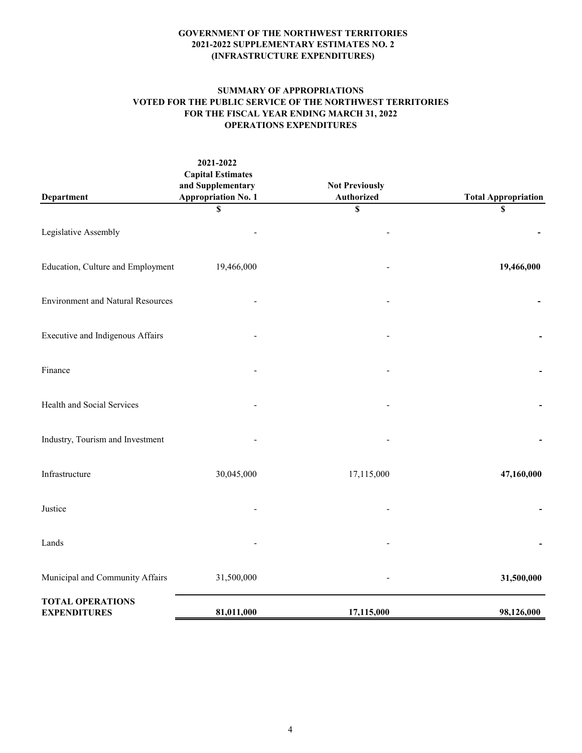**GOVERNMENT OF THE NORTHWEST TERRITORIES**
**2021-2022 SUPPLEMENTARY ESTIMATES NO. 2**
**(INFRASTRUCTURE EXPENDITURES)**

**SUMMARY OF APPROPRIATIONS**
**VOTED FOR THE PUBLIC SERVICE OF THE NORTHWEST TERRITORIES**
**FOR THE FISCAL YEAR ENDING MARCH 31, 2022**
**OPERATIONS EXPENDITURES**

| Department | 2021-2022 Capital Estimates and Supplementary Appropriation No. 1 | Not Previously Authorized | Total Appropriation |
|---|---|---|---|
| | $ | $ | $ |
| Legislative Assembly | - | - | **-** |
| Education, Culture and Employment | 19,466,000 | - | **19,466,000** |
| Environment and Natural Resources | - | - | **-** |
| Executive and Indigenous Affairs | - | - | **-** |
| Finance | - | - | **-** |
| Health and Social Services | - | - | **-** |
| Industry, Tourism and Investment | - | - | **-** |
| Infrastructure | 30,045,000 | 17,115,000 | **47,160,000** |
| Justice | - | - | **-** |
| Lands | - | - | **-** |
| Municipal and Community Affairs | 31,500,000 | - | **31,500,000** |
| **TOTAL OPERATIONS EXPENDITURES** | **81,011,000** | **17,115,000** | **98,126,000** |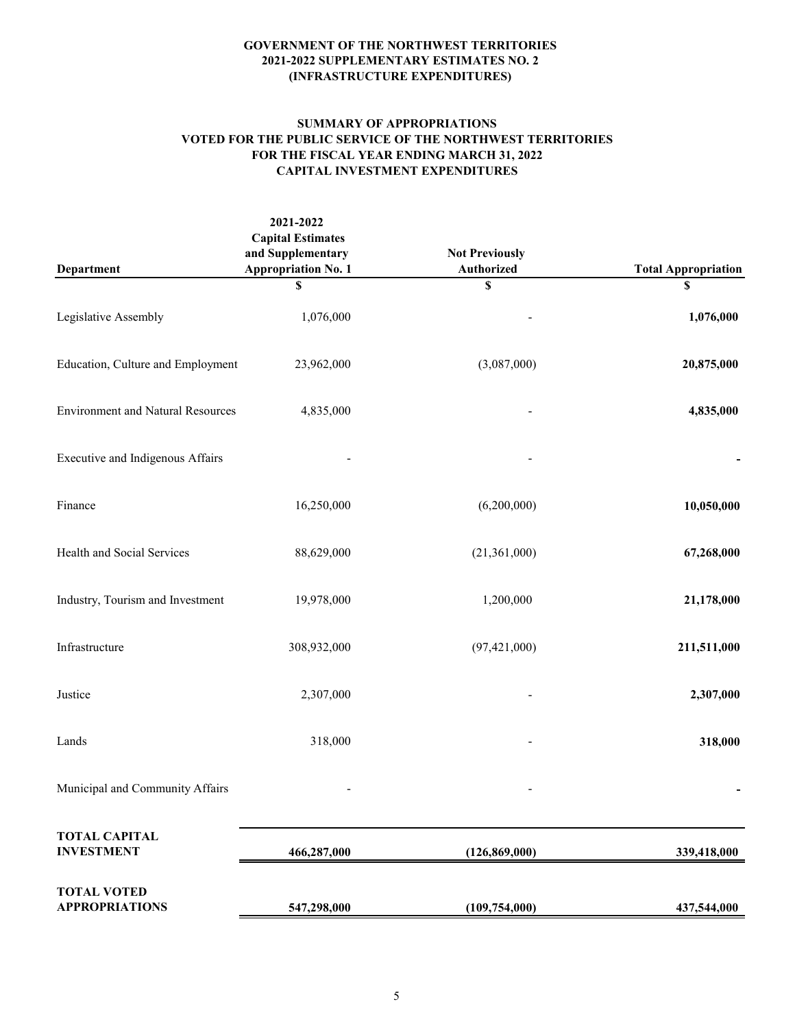**GOVERNMENT OF THE NORTHWEST TERRITORIES**
**2021-2022 SUPPLEMENTARY ESTIMATES NO. 2**
**(INFRASTRUCTURE EXPENDITURES)**

**SUMMARY OF APPROPRIATIONS**
**VOTED FOR THE PUBLIC SERVICE OF THE NORTHWEST TERRITORIES**
**FOR THE FISCAL YEAR ENDING MARCH 31, 2022**
**CAPITAL INVESTMENT EXPENDITURES**

| Department | 2021-2022 Capital Estimates and Supplementary Appropriation No. 1 | Not Previously Authorized | Total Appropriation |
|---|---|---|---|
| | $ | $ | $ |
| Legislative Assembly | 1,076,000 | - | **1,076,000** |
| Education, Culture and Employment | 23,962,000 | (3,087,000) | **20,875,000** |
| Environment and Natural Resources | 4,835,000 | - | **4,835,000** |
| Executive and Indigenous Affairs | - | - | **-** |
| Finance | 16,250,000 | (6,200,000) | **10,050,000** |
| Health and Social Services | 88,629,000 | (21,361,000) | **67,268,000** |
| Industry, Tourism and Investment | 19,978,000 | 1,200,000 | **21,178,000** |
| Infrastructure | 308,932,000 | (97,421,000) | **211,511,000** |
| Justice | 2,307,000 | - | **2,307,000** |
| Lands | 318,000 | - | **318,000** |
| Municipal and Community Affairs | - | - | **-** |
| **TOTAL CAPITAL INVESTMENT** | **466,287,000** | **(126,869,000)** | **339,418,000** |
| **TOTAL VOTED APPROPRIATIONS** | **547,298,000** | **(109,754,000)** | **437,544,000** |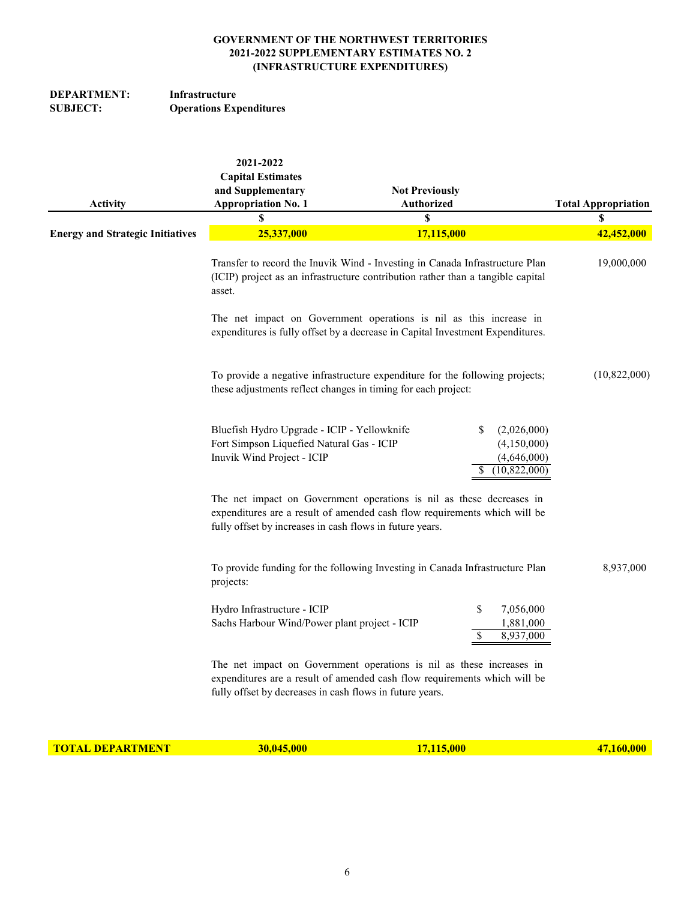**GOVERNMENT OF THE NORTHWEST TERRITORIES**
**2021-2022 SUPPLEMENTARY ESTIMATES NO. 2**
**(INFRASTRUCTURE EXPENDITURES)**

**DEPARTMENT:** **Infrastructure**
**SUBJECT:** **Operations Expenditures**

| Activity | 2021-2022 Capital Estimates and Supplementary Appropriation No. 1 | Not Previously Authorized | Total Appropriation |
|---|---|---|---|
| | $ | $ | $ |
| **Energy and Strategic Initiatives** | **25,337,000** | **17,115,000** | **42,452,000** |

Transfer to record the Inuvik Wind - Investing in Canada Infrastructure Plan (ICIP) project as an infrastructure contribution rather than a tangible capital asset. — 19,000,000

The net impact on Government operations is nil as this increase in expenditures is fully offset by a decrease in Capital Investment Expenditures.

To provide a negative infrastructure expenditure for the following projects; these adjustments reflect changes in timing for each project: — (10,822,000)

| Project | Amount |
|---|---|
| Bluefish Hydro Upgrade - ICIP - Yellowknife | $ (2,026,000) |
| Fort Simpson Liquefied Natural Gas - ICIP | (4,150,000) |
| Inuvik Wind Project - ICIP | (4,646,000) |
| | $ (10,822,000) |

The net impact on Government operations is nil as these decreases in expenditures are a result of amended cash flow requirements which will be fully offset by increases in cash flows in future years.

To provide funding for the following Investing in Canada Infrastructure Plan projects: — 8,937,000

| Project | Amount |
|---|---|
| Hydro Infrastructure - ICIP | $ 7,056,000 |
| Sachs Harbour Wind/Power plant project - ICIP | 1,881,000 |
| | $ 8,937,000 |

The net impact on Government operations is nil as these increases in expenditures are a result of amended cash flow requirements which will be fully offset by decreases in cash flows in future years.

| | 2021-2022 Capital Estimates and Supplementary Appropriation No. 1 | Not Previously Authorized | Total Appropriation |
|---|---|---|---|
| **TOTAL DEPARTMENT** | **30,045,000** | **17,115,000** | **47,160,000** |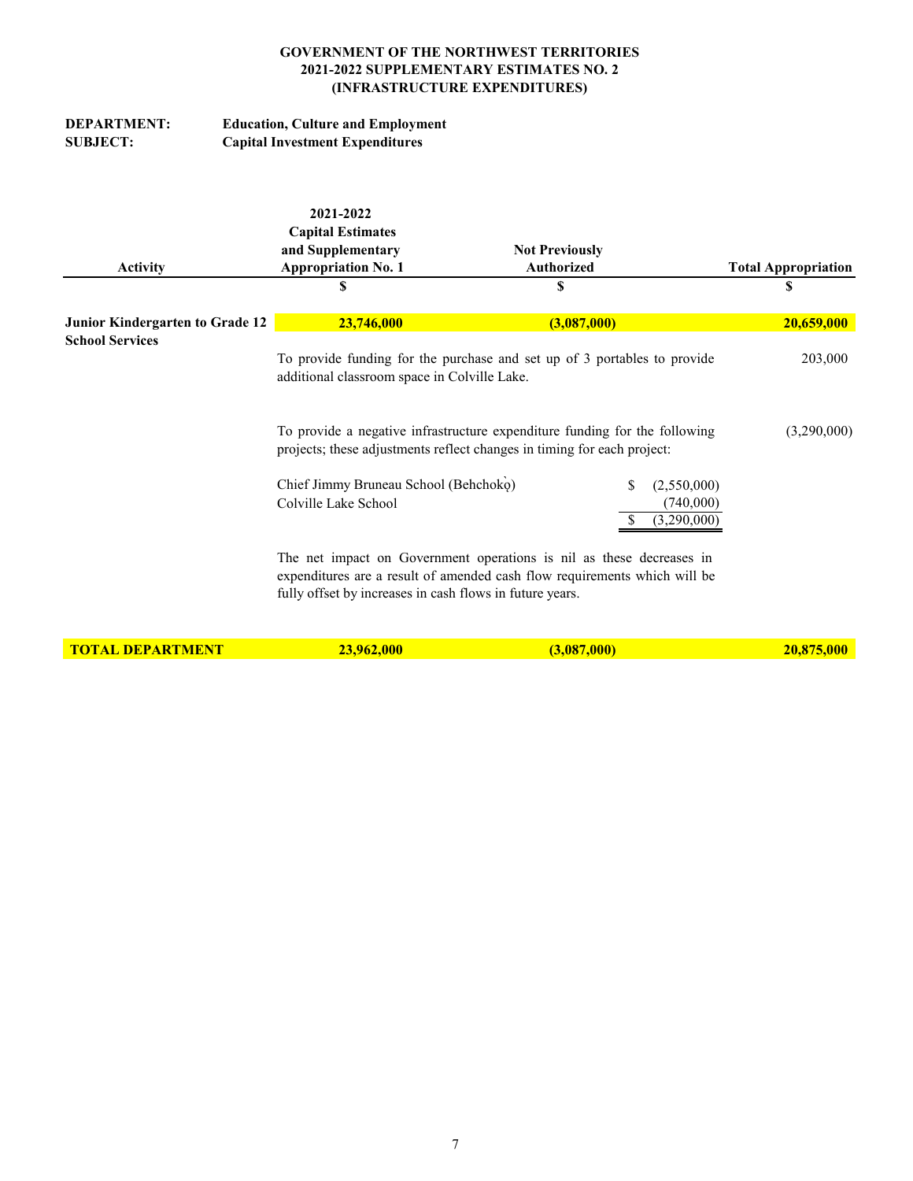**GOVERNMENT OF THE NORTHWEST TERRITORIES**
**2021-2022 SUPPLEMENTARY ESTIMATES NO. 2**
**(INFRASTRUCTURE EXPENDITURES)**

**DEPARTMENT:** **Education, Culture and Employment**
**SUBJECT:** **Capital Investment Expenditures**

| Activity | 2021-2022 Capital Estimates and Supplementary Appropriation No. 1 | Not Previously Authorized | Total Appropriation |
|---|---|---|---|
| | $ | $ | $ |
| **Junior Kindergarten to Grade 12 School Services** | **23,746,000** | **(3,087,000)** | **20,659,000** |
| | To provide funding for the purchase and set up of 3 portables to provide additional classroom space in Colville Lake. | | 203,000 |
| | To provide a negative infrastructure expenditure funding for the following projects; these adjustments reflect changes in timing for each project: | | (3,290,000) |
| | Chief Jimmy Bruneau School (Behchokǫ̀) | $ (2,550,000) | |
| | Colville Lake School | (740,000) | |
| | | $ (3,290,000) | |
| | The net impact on Government operations is nil as these decreases in expenditures are a result of amended cash flow requirements which will be fully offset by increases in cash flows in future years. | | |
| **TOTAL DEPARTMENT** | **23,962,000** | **(3,087,000)** | **20,875,000** |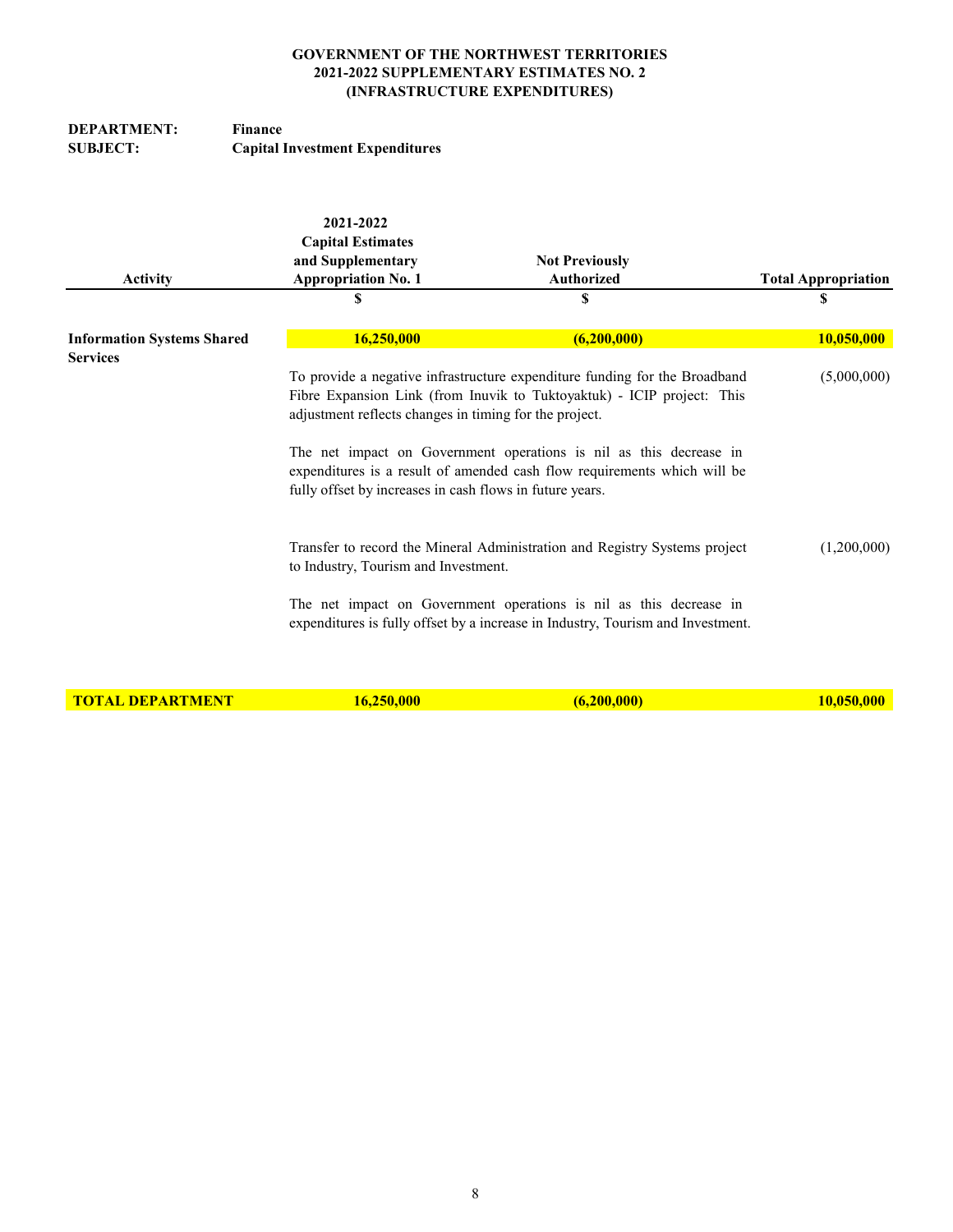**GOVERNMENT OF THE NORTHWEST TERRITORIES**
**2021-2022 SUPPLEMENTARY ESTIMATES NO. 2**
**(INFRASTRUCTURE EXPENDITURES)**

**DEPARTMENT:** **Finance**
**SUBJECT:** **Capital Investment Expenditures**

| Activity | 2021-2022 Capital Estimates and Supplementary Appropriation No. 1 | Not Previously Authorized | Total Appropriation |
|---|---|---|---|
| | $ | $ | $ |
| **Information Systems Shared Services** | **16,250,000** | **(6,200,000)** | **10,050,000** |
| | To provide a negative infrastructure expenditure funding for the Broadband Fibre Expansion Link (from Inuvik to Tuktoyaktuk) - ICIP project: This adjustment reflects changes in timing for the project.<br><br>The net impact on Government operations is nil as this decrease in expenditures is a result of amended cash flow requirements which will be fully offset by increases in cash flows in future years. | | (5,000,000) |
| | Transfer to record the Mineral Administration and Registry Systems project to Industry, Tourism and Investment.<br><br>The net impact on Government operations is nil as this decrease in expenditures is fully offset by a increase in Industry, Tourism and Investment. | | (1,200,000) |
| **TOTAL DEPARTMENT** | **16,250,000** | **(6,200,000)** | **10,050,000** |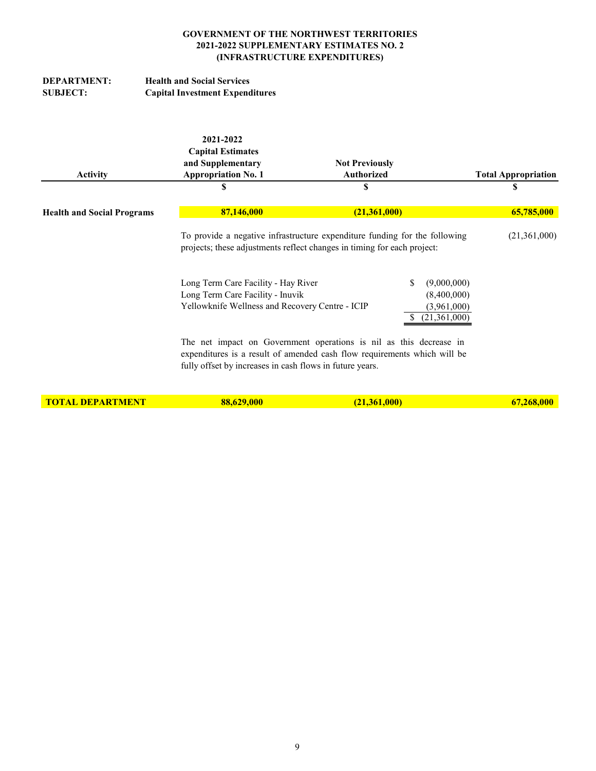**GOVERNMENT OF THE NORTHWEST TERRITORIES**
**2021-2022 SUPPLEMENTARY ESTIMATES NO. 2**
**(INFRASTRUCTURE EXPENDITURES)**

**DEPARTMENT:** **Health and Social Services**
**SUBJECT:** **Capital Investment Expenditures**

| Activity | 2021-2022 Capital Estimates and Supplementary Appropriation No. 1 | Not Previously Authorized | Total Appropriation |
|---|---|---|---|
| | $ | $ | $ |
| **Health and Social Programs** | **87,146,000** | **(21,361,000)** | **65,785,000** |

To provide a negative infrastructure expenditure funding for the following projects; these adjustments reflect changes in timing for each project: (21,361,000)

| Project | Amount |
|---|---|
| Long Term Care Facility - Hay River | $ (9,000,000) |
| Long Term Care Facility - Inuvik | (8,400,000) |
| Yellowknife Wellness and Recovery Centre - ICIP | (3,961,000) |
| | $ (21,361,000) |

The net impact on Government operations is nil as this decrease in expenditures is a result of amended cash flow requirements which will be fully offset by increases in cash flows in future years.

| | | | |
|---|---|---|---|
| **TOTAL DEPARTMENT** | **88,629,000** | **(21,361,000)** | **67,268,000** |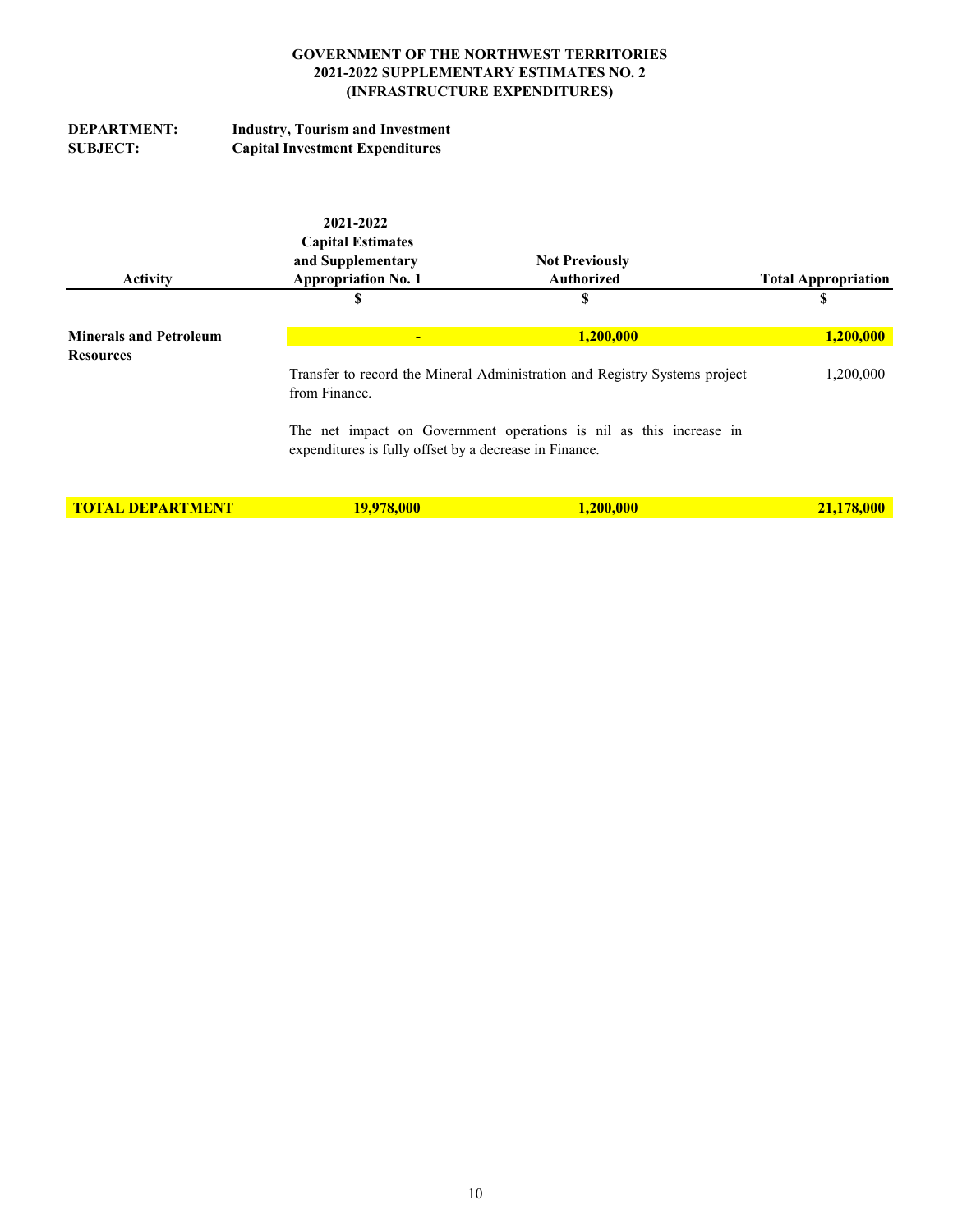**GOVERNMENT OF THE NORTHWEST TERRITORIES**
**2021-2022 SUPPLEMENTARY ESTIMATES NO. 2**
**(INFRASTRUCTURE EXPENDITURES)**

**DEPARTMENT:** **Industry, Tourism and Investment**
**SUBJECT:** **Capital Investment Expenditures**

| Activity | 2021-2022 Capital Estimates and Supplementary Appropriation No. 1 | Not Previously Authorized | Total Appropriation |
|---|---|---|---|
| | $ | $ | $ |
| **Minerals and Petroleum Resources** | **-** | **1,200,000** | **1,200,000** |
| | Transfer to record the Mineral Administration and Registry Systems project from Finance. | | 1,200,000 |
| | The net impact on Government operations is nil as this increase in expenditures is fully offset by a decrease in Finance. | | |
| **TOTAL DEPARTMENT** | **19,978,000** | **1,200,000** | **21,178,000** |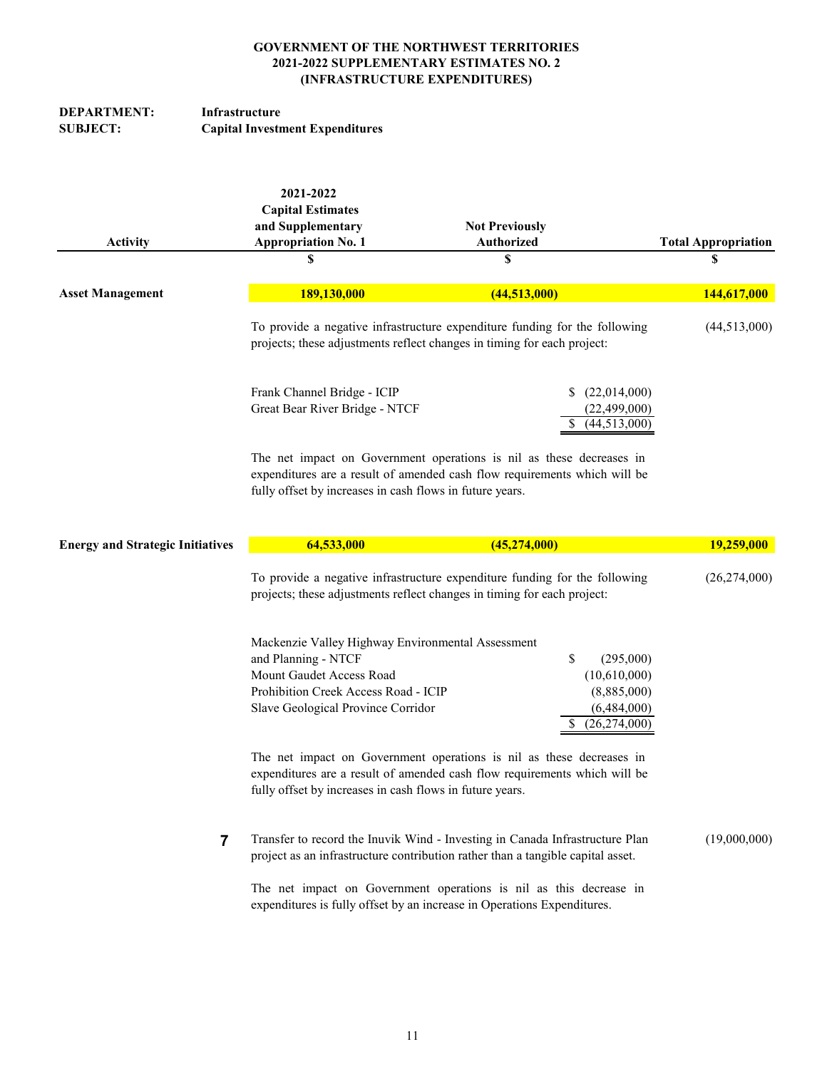**GOVERNMENT OF THE NORTHWEST TERRITORIES**
**2021-2022 SUPPLEMENTARY ESTIMATES NO. 2**
**(INFRASTRUCTURE EXPENDITURES)**

**DEPARTMENT:** **Infrastructure**
**SUBJECT:** **Capital Investment Expenditures**

| Activity | 2021-2022 Capital Estimates and Supplementary Appropriation No. 1 | Not Previously Authorized | | Total Appropriation |
|---|---|---|---|---|
| | $ | $ | | $ |
| **Asset Management** | **189,130,000** | **(44,513,000)** | | **144,617,000** |
| | To provide a negative infrastructure expenditure funding for the following projects; these adjustments reflect changes in timing for each project: | | | (44,513,000) |
| | Frank Channel Bridge - ICIP | | $ (22,014,000) | |
| | Great Bear River Bridge - NTCF | | (22,499,000) | |
| | | | $ (44,513,000) | |
| | The net impact on Government operations is nil as these decreases in expenditures are a result of amended cash flow requirements which will be fully offset by increases in cash flows in future years. | | | |
| **Energy and Strategic Initiatives** | **64,533,000** | **(45,274,000)** | | **19,259,000** |
| | To provide a negative infrastructure expenditure funding for the following projects; these adjustments reflect changes in timing for each project: | | | (26,274,000) |
| | Mackenzie Valley Highway Environmental Assessment and Planning - NTCF | | $ (295,000) | |
| | Mount Gaudet Access Road | | (10,610,000) | |
| | Prohibition Creek Access Road - ICIP | | (8,885,000) | |
| | Slave Geological Province Corridor | | (6,484,000) | |
| | | | $ (26,274,000) | |
| | The net impact on Government operations is nil as these decreases in expenditures are a result of amended cash flow requirements which will be fully offset by increases in cash flows in future years. | | | |
| 7 | Transfer to record the Inuvik Wind - Investing in Canada Infrastructure Plan project as an infrastructure contribution rather than a tangible capital asset. | | | (19,000,000) |
| | The net impact on Government operations is nil as this decrease in expenditures is fully offset by an increase in Operations Expenditures. | | | |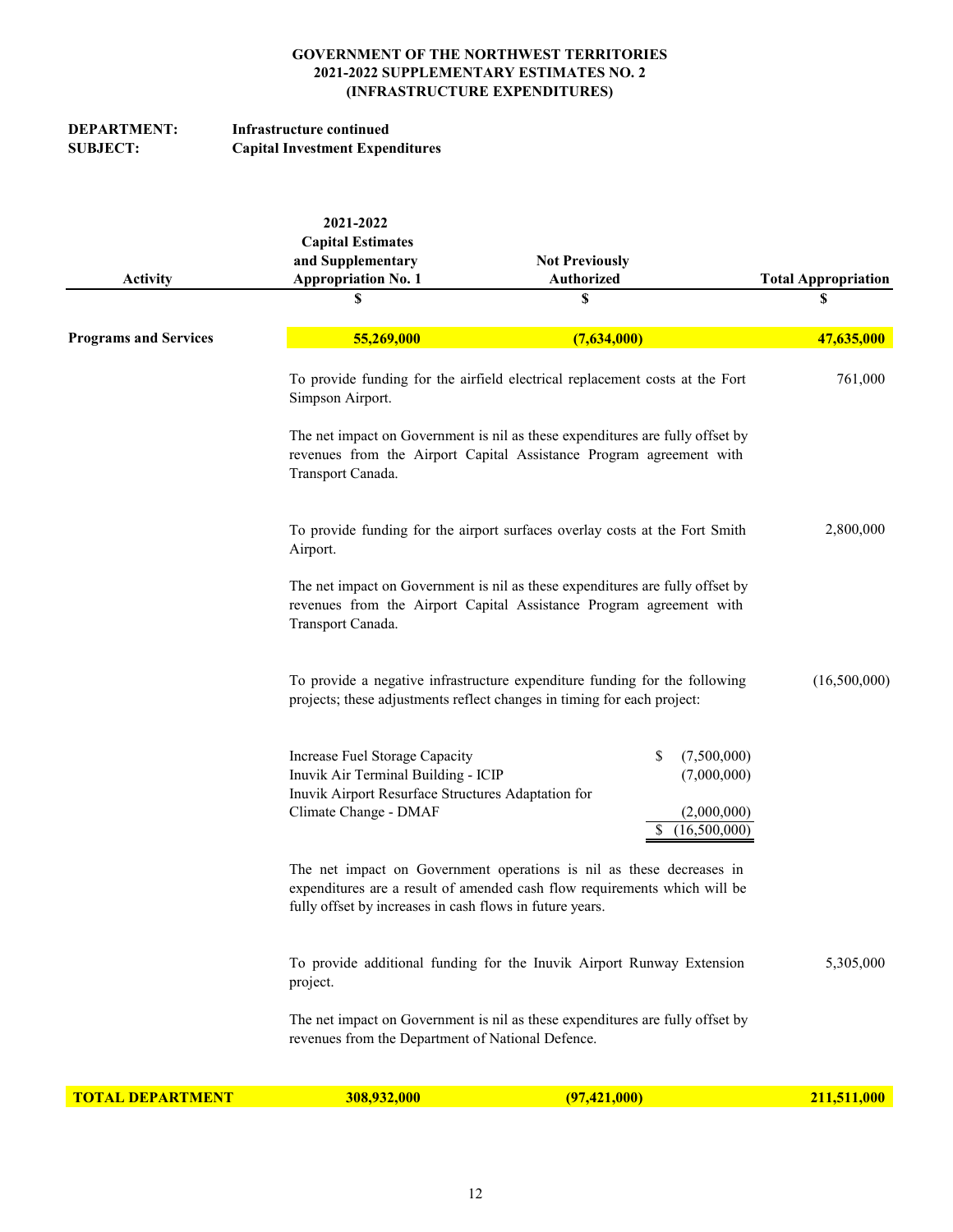**GOVERNMENT OF THE NORTHWEST TERRITORIES**
**2021-2022 SUPPLEMENTARY ESTIMATES NO. 2**
**(INFRASTRUCTURE EXPENDITURES)**

**DEPARTMENT:** **Infrastructure continued**
**SUBJECT:** **Capital Investment Expenditures**

| Activity | 2021-2022 Capital Estimates and Supplementary Appropriation No. 1 | Not Previously Authorized | Total Appropriation |
|---|---|---|---|
| | $ | $ | $ |
| **Programs and Services** | **55,269,000** | **(7,634,000)** | **47,635,000** |
| | To provide funding for the airfield electrical replacement costs at the Fort Simpson Airport. | | 761,000 |
| | The net impact on Government is nil as these expenditures are fully offset by revenues from the Airport Capital Assistance Program agreement with Transport Canada. | | |
| | To provide funding for the airport surfaces overlay costs at the Fort Smith Airport. | | 2,800,000 |
| | The net impact on Government is nil as these expenditures are fully offset by revenues from the Airport Capital Assistance Program agreement with Transport Canada. | | |
| | To provide a negative infrastructure expenditure funding for the following projects; these adjustments reflect changes in timing for each project: | | (16,500,000) |
| | Increase Fuel Storage Capacity | $ (7,500,000) | |
| | Inuvik Air Terminal Building - ICIP | (7,000,000) | |
| | Inuvik Airport Resurface Structures Adaptation for Climate Change - DMAF | (2,000,000) | |
| | | $ (16,500,000) | |
| | The net impact on Government operations is nil as these decreases in expenditures are a result of amended cash flow requirements which will be fully offset by increases in cash flows in future years. | | |
| | To provide additional funding for the Inuvik Airport Runway Extension project. | | 5,305,000 |
| | The net impact on Government is nil as these expenditures are fully offset by revenues from the Department of National Defence. | | |
| **TOTAL DEPARTMENT** | **308,932,000** | **(97,421,000)** | **211,511,000** |